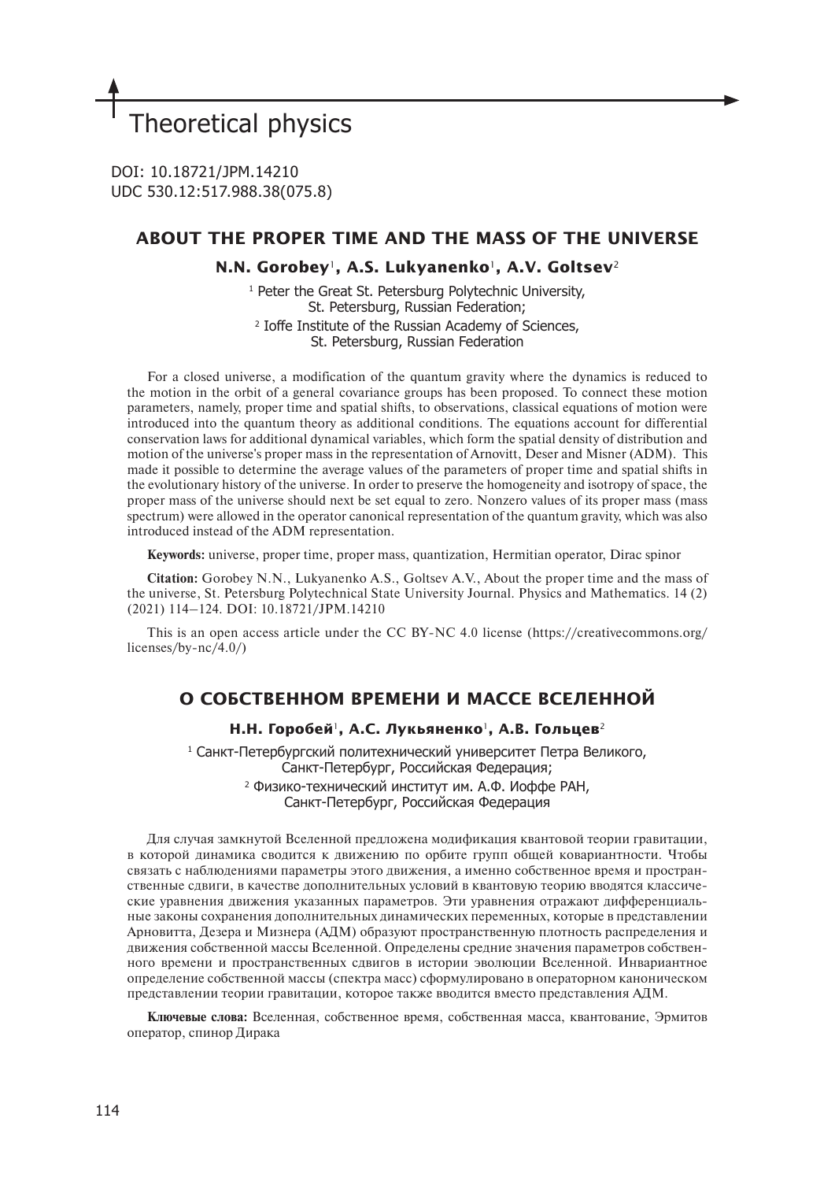Theoretical physics

DOI: 10.18721/JPM.14210
UDC 530.12:517.988.38(075.8)

# ABOUT THE PROPER TIME AND THE MASS OF THE UNIVERSE

**N.N. Gorobey**[1], **A.S. Lukyanenko**[1], **A.V. Goltsev**[2]

[1] Peter the Great St. Petersburg Polytechnic University, St. Petersburg, Russian Federation;

[2] Ioffe Institute of the Russian Academy of Sciences, St. Petersburg, Russian Federation

For a closed universe, a modification of the quantum gravity where the dynamics is reduced to the motion in the orbit of a general covariance groups has been proposed. To connect these motion parameters, namely, proper time and spatial shifts, to observations, classical equations of motion were introduced into the quantum theory as additional conditions. The equations account for differential conservation laws for additional dynamical variables, which form the spatial density of distribution and motion of the universe's proper mass in the representation of Arnovitt, Deser and Misner (ADM). This made it possible to determine the average values of the parameters of proper time and spatial shifts in the evolutionary history of the universe. In order to preserve the homogeneity and isotropy of space, the proper mass of the universe should next be set equal to zero. Nonzero values of its proper mass (mass spectrum) were allowed in the operator canonical representation of the quantum gravity, which was also introduced instead of the ADM representation.

**Keywords:** universe, proper time, proper mass, quantization, Hermitian operator, Dirac spinor

**Citation:** Gorobey N.N., Lukyanenko A.S., Goltsev A.V., About the proper time and the mass of the universe, St. Petersburg Polytechnical State University Journal. Physics and Mathematics. 14 (2) (2021) 114–124. DOI: 10.18721/JPM.14210

This is an open access article under the CC BY-NC 4.0 license (https://creativecommons.org/licenses/by-nc/4.0/)

# О СОБСТВЕННОМ ВРЕМЕНИ И МАССЕ ВСЕЛЕННОЙ

**Н.Н. Горобей**[1], **А.С. Лукьяненко**[1], **А.В. Гольцев**[2]

[1] Санкт-Петербургский политехнический университет Петра Великого, Санкт-Петербург, Российская Федерация;

[2] Физико-технический институт им. А.Ф. Иоффе РАН, Санкт-Петербург, Российская Федерация

Для случая замкнутой Вселенной предложена модификация квантовой теории гравитации, в которой динамика сводится к движению по орбите групп общей ковариантности. Чтобы связать с наблюдениями параметры этого движения, а именно собственное время и пространственные сдвиги, в качестве дополнительных условий в квантовую теорию вводятся классические уравнения движения указанных параметров. Эти уравнения отражают дифференциальные законы сохранения дополнительных динамических переменных, которые в представлении Арновитта, Дезера и Мизнера (АДМ) образуют пространственную плотность распределения и движения собственной массы Вселенной. Определены средние значения параметров собственного времени и пространственных сдвигов в истории эволюции Вселенной. Инвариантное определение собственной массы (спектра масс) сформулировано в операторном каноническом представлении теории гравитации, которое также вводится вместо представления АДМ.

**Ключевые слова:** Вселенная, собственное время, собственная масса, квантование, Эрмитов оператор, спинор Дирака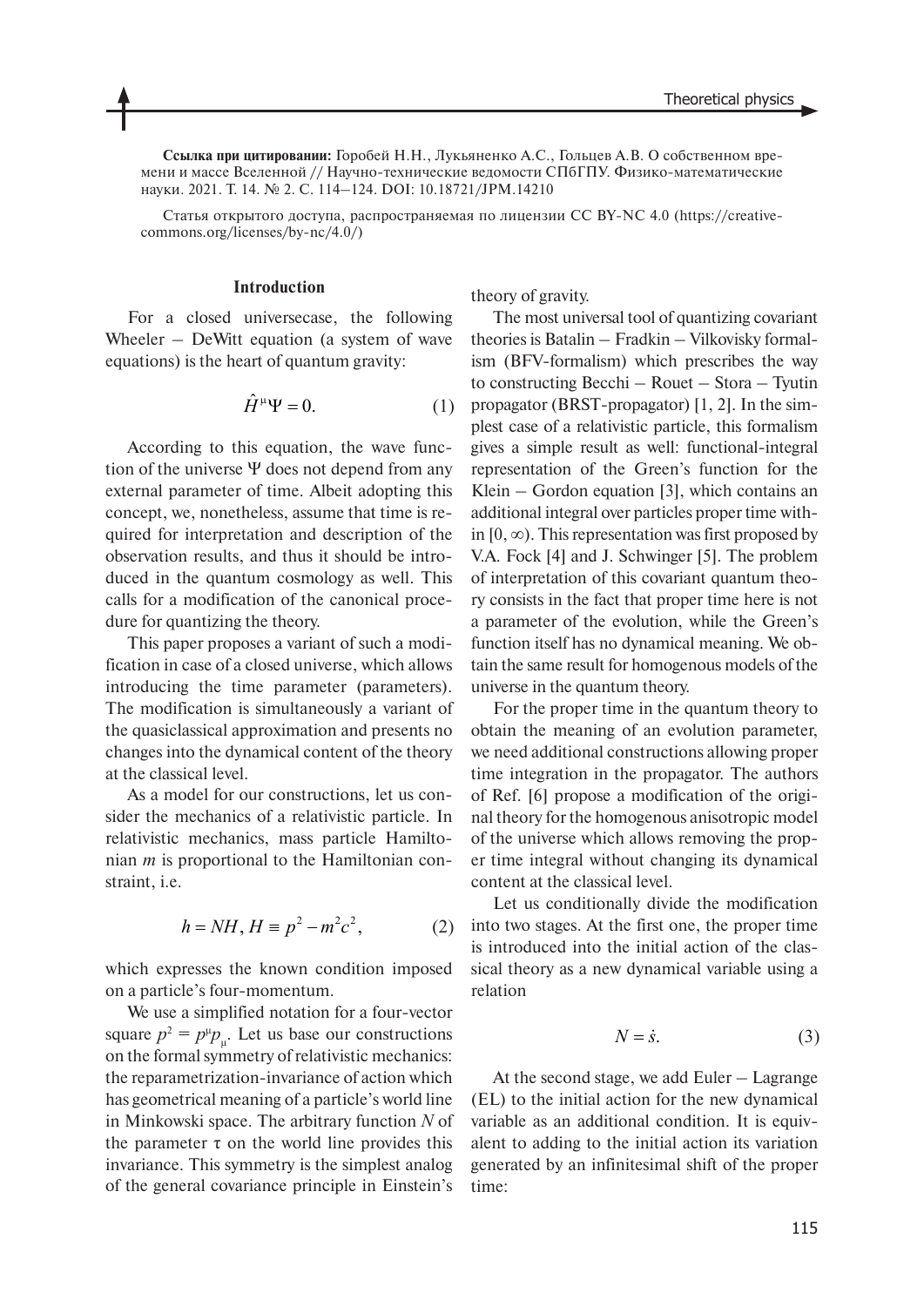**Ссылка при цитировании:** Горобей Н.Н., Лукьяненко А.С., Гольцев А.В. О собственном времени и массе Вселенной // Научно-технические ведомости СПбГПУ. Физико-математические науки. 2021. Т. 14. № 2. С. 114–124. DOI: 10.18721/JPM.14210

Статья открытого доступа, распространяемая по лицензии CC BY-NC 4.0 (https://creativecommons.org/licenses/by-nc/4.0/)

## Introduction

For a closed universecase, the following Wheeler – DeWitt equation (a system of wave equations) is the heart of quantum gravity:

$$\hat{H}^{\mu}\Psi = 0. \tag{1}$$

According to this equation, the wave function of the universe $\Psi$ does not depend from any external parameter of time. Albeit adopting this concept, we, nonetheless, assume that time is required for interpretation and description of the observation results, and thus it should be introduced in the quantum cosmology as well. This calls for a modification of the canonical procedure for quantizing the theory.

This paper proposes a variant of such a modification in case of a closed universe, which allows introducing the time parameter (parameters). The modification is simultaneously a variant of the quasiclassical approximation and presents no changes into the dynamical content of the theory at the classical level.

As a model for our constructions, let us consider the mechanics of a relativistic particle. In relativistic mechanics, mass particle Hamiltonian $m$ is proportional to the Hamiltonian constraint, i.e.

$$h = NH,\ H \equiv p^2 - m^2c^2, \tag{2}$$

which expresses the known condition imposed on a particle's four-momentum.

We use a simplified notation for a four-vector square $p^2 = p^{\mu}p_{\mu}$. Let us base our constructions on the formal symmetry of relativistic mechanics: the reparametrization-invariance of action which has geometrical meaning of a particle's world line in Minkowski space. The arbitrary function $N$ of the parameter $\tau$ on the world line provides this invariance. This symmetry is the simplest analog of the general covariance principle in Einstein's theory of gravity.

The most universal tool of quantizing covariant theories is Batalin – Fradkin – Vilkovisky formalism (BFV-formalism) which prescribes the way to constructing Becchi – Rouet – Stora – Tyutin propagator (BRST-propagator) [1, 2]. In the simplest case of a relativistic particle, this formalism gives a simple result as well: functional-integral representation of the Green's function for the Klein – Gordon equation [3], which contains an additional integral over particles proper time within $[0, \infty)$. This representation was first proposed by V.A. Fock [4] and J. Schwinger [5]. The problem of interpretation of this covariant quantum theory consists in the fact that proper time here is not a parameter of the evolution, while the Green's function itself has no dynamical meaning. We obtain the same result for homogenous models of the universe in the quantum theory.

For the proper time in the quantum theory to obtain the meaning of an evolution parameter, we need additional constructions allowing proper time integration in the propagator. The authors of Ref. [6] propose a modification of the original theory for the homogenous anisotropic model of the universe which allows removing the proper time integral without changing its dynamical content at the classical level.

Let us conditionally divide the modification into two stages. At the first one, the proper time is introduced into the initial action of the classical theory as a new dynamical variable using a relation

$$N = \dot{s}. \tag{3}$$

At the second stage, we add Euler – Lagrange (EL) to the initial action for the new dynamical variable as an additional condition. It is equivalent to adding to the initial action its variation generated by an infinitesimal shift of the proper time: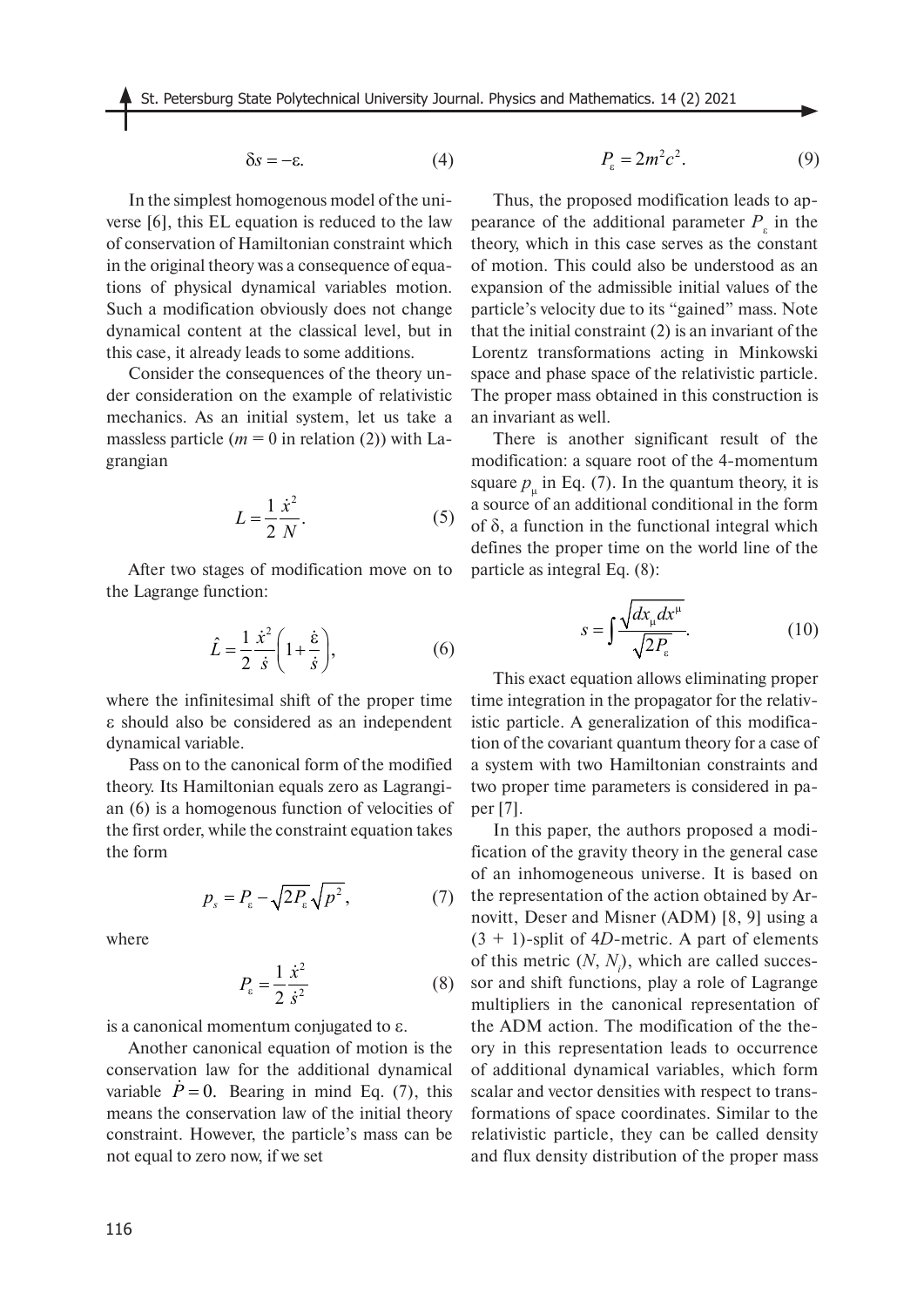$$\delta s = -\varepsilon. \tag{4}$$

In the simplest homogenous model of the universe [6], this EL equation is reduced to the law of conservation of Hamiltonian constraint which in the original theory was a consequence of equations of physical dynamical variables motion. Such a modification obviously does not change dynamical content at the classical level, but in this case, it already leads to some additions.

Consider the consequences of the theory under consideration on the example of relativistic mechanics. As an initial system, let us take a massless particle ($m = 0$ in relation (2)) with Lagrangian

$$L = \frac{1}{2}\frac{\dot{x}^2}{N}. \tag{5}$$

After two stages of modification move on to the Lagrange function:

$$\hat{L} = \frac{1}{2}\frac{\dot{x}^2}{\dot{s}}\left(1 + \frac{\dot{\varepsilon}}{\dot{s}}\right), \tag{6}$$

where the infinitesimal shift of the proper time $\varepsilon$ should also be considered as an independent dynamical variable.

Pass on to the canonical form of the modified theory. Its Hamiltonian equals zero as Lagrangian (6) is a homogenous function of velocities of the first order, while the constraint equation takes the form

$$p_s = P_\varepsilon - \sqrt{2P_\varepsilon}\sqrt{p^2}, \tag{7}$$

where

$$P_\varepsilon = \frac{1}{2}\frac{\dot{x}^2}{\dot{s}^2} \tag{8}$$

is a canonical momentum conjugated to $\varepsilon$.

Another canonical equation of motion is the conservation law for the additional dynamical variable $\dot{P} = 0$. Bearing in mind Eq. (7), this means the conservation law of the initial theory constraint. However, the particle's mass can be not equal to zero now, if we set

$$P_\varepsilon = 2m^2c^2. \tag{9}$$

Thus, the proposed modification leads to appearance of the additional parameter $P_\varepsilon$ in the theory, which in this case serves as the constant of motion. This could also be understood as an expansion of the admissible initial values of the particle's velocity due to its "gained" mass. Note that the initial constraint (2) is an invariant of the Lorentz transformations acting in Minkowski space and phase space of the relativistic particle. The proper mass obtained in this construction is an invariant as well.

There is another significant result of the modification: a square root of the 4-momentum square $p_\mu$ in Eq. (7). In the quantum theory, it is a source of an additional conditional in the form of $\delta$, a function in the functional integral which defines the proper time on the world line of the particle as integral Eq. (8):

$$s = \int \frac{\sqrt{dx_\mu dx^\mu}}{\sqrt{2P_\varepsilon}}. \tag{10}$$

This exact equation allows eliminating proper time integration in the propagator for the relativistic particle. A generalization of this modification of the covariant quantum theory for a case of a system with two Hamiltonian constraints and two proper time parameters is considered in paper [7].

In this paper, the authors proposed a modification of the gravity theory in the general case of an inhomogeneous universe. It is based on the representation of the action obtained by Arnovitt, Deser and Misner (ADM) [8, 9] using a $(3 + 1)$-split of $4D$-metric. A part of elements of this metric ($N$, $N_i$), which are called successor and shift functions, play a role of Lagrange multipliers in the canonical representation of the ADM action. The modification of the theory in this representation leads to occurrence of additional dynamical variables, which form scalar and vector densities with respect to transformations of space coordinates. Similar to the relativistic particle, they can be called density and flux density distribution of the proper mass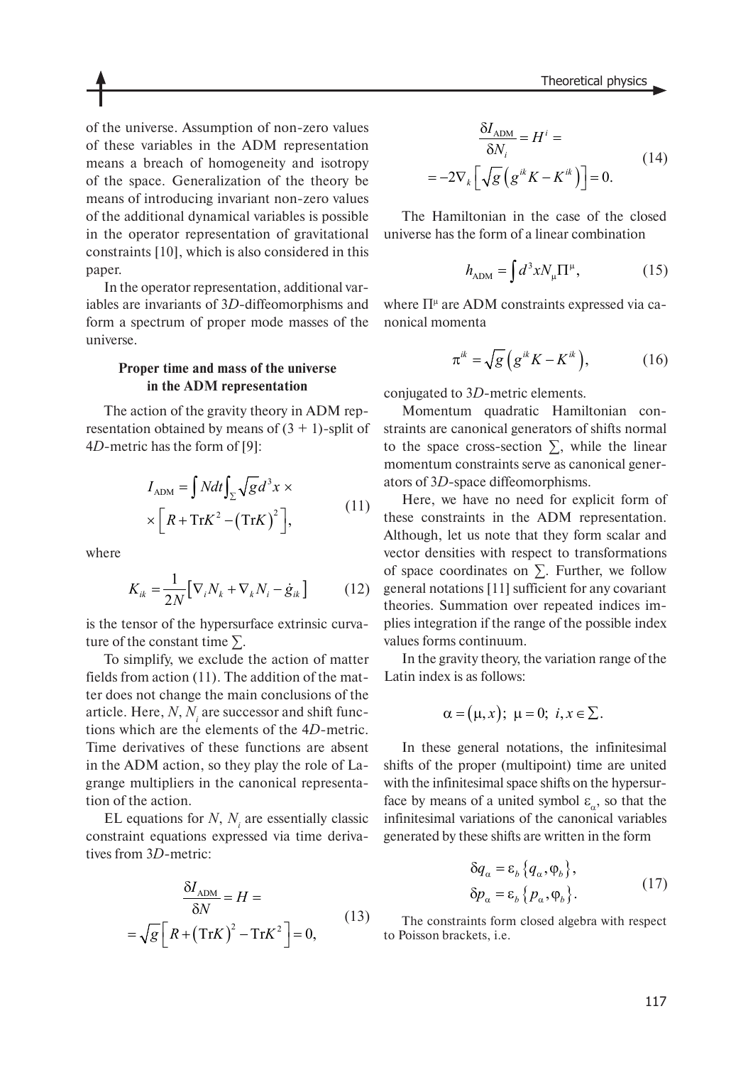of the universe. Assumption of non-zero values of these variables in the ADM representation means a breach of homogeneity and isotropy of the space. Generalization of the theory be means of introducing invariant non-zero values of the additional dynamical variables is possible in the operator representation of gravitational constraints [10], which is also considered in this paper.

In the operator representation, additional variables are invariants of 3$D$-diffeomorphisms and form a spectrum of proper mode masses of the universe.

### Proper time and mass of the universe in the ADM representation

The action of the gravity theory in ADM representation obtained by means of $(3 + 1)$-split of 4$D$-metric has the form of [9]:

$$I_{\text{ADM}} = \int N dt \int_{\Sigma} \sqrt{g} d^3x \times \times \left[ R + \text{Tr}K^2 - \left(\text{Tr}K\right)^2 \right], \tag{11}$$

where

$$K_{ik} = \frac{1}{2N}\left[\nabla_i N_k + \nabla_k N_i - \dot{g}_{ik}\right] \tag{12}$$

is the tensor of the hypersurface extrinsic curvature of the constant time $\Sigma$.

To simplify, we exclude the action of matter fields from action (11). The addition of the matter does not change the main conclusions of the article. Here, $N$, $N_i$ are successor and shift functions which are the elements of the 4$D$-metric. Time derivatives of these functions are absent in the ADM action, so they play the role of Lagrange multipliers in the canonical representation of the action.

EL equations for $N$, $N_i$ are essentially classic constraint equations expressed via time derivatives from 3$D$-metric:

$$\frac{\delta I_{\text{ADM}}}{\delta N} = H = = \sqrt{g}\left[ R + \left(\text{Tr}K\right)^2 - \text{Tr}K^2 \right] = 0, \tag{13}$$

$$\frac{\delta I_{\text{ADM}}}{\delta N_i} = H^i = = -2\nabla_k \left[ \sqrt{g}\left( g^{ik}K - K^{ik} \right) \right] = 0. \tag{14}$$

The Hamiltonian in the case of the closed universe has the form of a linear combination

$$h_{\text{ADM}} = \int d^3x N_{\mu} \Pi^{\mu}, \tag{15}$$

where $\Pi^{\mu}$ are ADM constraints expressed via canonical momenta

$$\pi^{ik} = \sqrt{g}\left( g^{ik}K - K^{ik} \right), \tag{16}$$

conjugated to 3$D$-metric elements.

Momentum quadratic Hamiltonian constraints are canonical generators of shifts normal to the space cross-section $\Sigma$, while the linear momentum constraints serve as canonical generators of 3$D$-diffeomorphisms.

Here, we have no need for explicit form of these constraints in the ADM representation. Although, let us note that they form scalar and vector densities with respect to transformations of space coordinates on $\Sigma$. Further, we follow general notations [11] sufficient for any covariant theories. Summation over repeated indices implies integration if the range of the possible index values forms continuum.

In the gravity theory, the variation range of the Latin index is as follows:

$$\alpha = (\mu, x);\ \mu = 0;\ i, x \in \Sigma.$$

In these general notations, the infinitesimal shifts of the proper (multipoint) time are united with the infinitesimal space shifts on the hypersurface by means of a united symbol $\varepsilon_{\alpha}$, so that the infinitesimal variations of the canonical variables generated by these shifts are written in the form

$$\delta q_{\alpha} = \varepsilon_b \left\{ q_{\alpha}, \varphi_b \right\}, \quad \delta p_{\alpha} = \varepsilon_b \left\{ p_{\alpha}, \varphi_b \right\}. \tag{17}$$

The constraints form closed algebra with respect to Poisson brackets, i.e.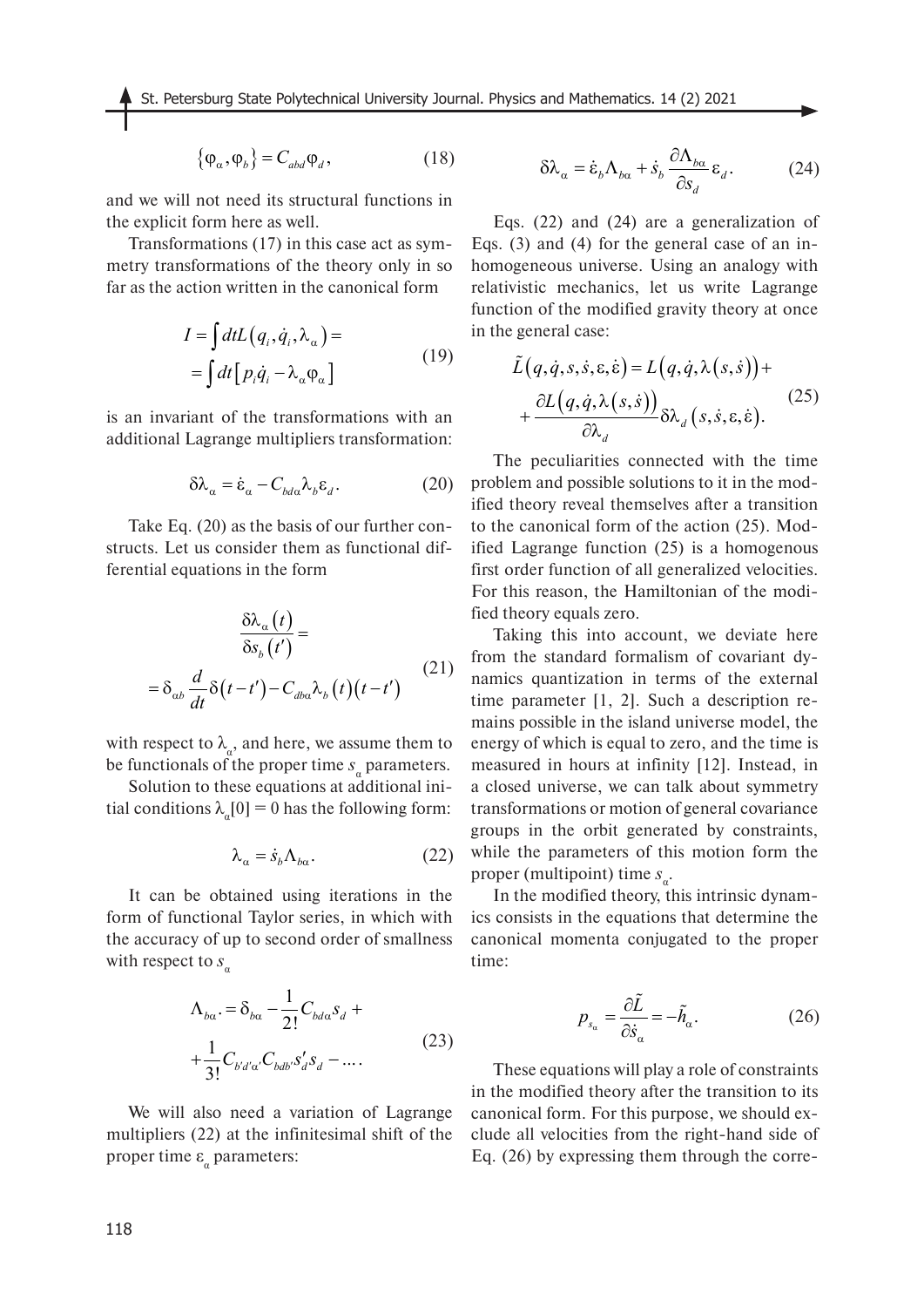$$\{\varphi_\alpha, \varphi_b\} = C_{abd}\varphi_d, \tag{18}$$

and we will not need its structural functions in the explicit form here as well.

Transformations (17) in this case act as symmetry transformations of the theory only in so far as the action written in the canonical form

$$I = \int dt L(q_i, \dot{q}_i, \lambda_\alpha) = \int dt\left[p_i \dot{q}_i - \lambda_\alpha \varphi_\alpha\right] \tag{19}$$

is an invariant of the transformations with an additional Lagrange multipliers transformation:

$$\delta\lambda_\alpha = \dot{\varepsilon}_\alpha - C_{bd\alpha}\lambda_b \varepsilon_d. \tag{20}$$

Take Eq. (20) as the basis of our further constructs. Let us consider them as functional differential equations in the form

$$\frac{\delta\lambda_\alpha(t)}{\delta s_b(t')} = \delta_{\alpha b}\frac{d}{dt}\delta(t-t') - C_{db\alpha}\lambda_b(t)(t-t') \tag{21}$$

with respect to $\lambda_\alpha$, and here, we assume them to be functionals of the proper time $s_\alpha$ parameters.

Solution to these equations at additional initial conditions $\lambda_\alpha[0] = 0$ has the following form:

$$\lambda_\alpha = \dot{s}_b \Lambda_{b\alpha}. \tag{22}$$

It can be obtained using iterations in the form of functional Taylor series, in which with the accuracy of up to second order of smallness with respect to $s_\alpha$

$$\Lambda_{b\alpha^\cdot} = \delta_{b\alpha} - \frac{1}{2!}C_{bd\alpha}s_d + \frac{1}{3!}C_{b'd'\alpha'}C_{bdb'}s'_d s_d - \dots. \tag{23}$$

We will also need a variation of Lagrange multipliers (22) at the infinitesimal shift of the proper time $\varepsilon_\alpha$ parameters:

$$\delta\lambda_\alpha = \dot{\varepsilon}_b \Lambda_{b\alpha} + \dot{s}_b \frac{\partial \Lambda_{b\alpha}}{\partial s_d}\varepsilon_d. \tag{24}$$

Eqs. (22) and (24) are a generalization of Eqs. (3) and (4) for the general case of an inhomogeneous universe. Using an analogy with relativistic mechanics, let us write Lagrange function of the modified gravity theory at once in the general case:

$$\tilde{L}(q, \dot{q}, s, \dot{s}, \varepsilon, \dot{\varepsilon}) = L(q, \dot{q}, \lambda(s, \dot{s})) + \frac{\partial L(q, \dot{q}, \lambda(s, \dot{s}))}{\partial \lambda_d}\delta\lambda_d(s, \dot{s}, \varepsilon, \dot{\varepsilon}). \tag{25}$$

The peculiarities connected with the time problem and possible solutions to it in the modified theory reveal themselves after a transition to the canonical form of the action (25). Modified Lagrange function (25) is a homogenous first order function of all generalized velocities. For this reason, the Hamiltonian of the modified theory equals zero.

Taking this into account, we deviate here from the standard formalism of covariant dynamics quantization in terms of the external time parameter [1, 2]. Such a description remains possible in the island universe model, the energy of which is equal to zero, and the time is measured in hours at infinity [12]. Instead, in a closed universe, we can talk about symmetry transformations or motion of general covariance groups in the orbit generated by constraints, while the parameters of this motion form the proper (multipoint) time $s_\alpha$.

In the modified theory, this intrinsic dynamics consists in the equations that determine the canonical momenta conjugated to the proper time:

$$p_{s_\alpha} = \frac{\partial \tilde{L}}{\partial \dot{s}_\alpha} = -\tilde{h}_\alpha. \tag{26}$$

These equations will play a role of constraints in the modified theory after the transition to its canonical form. For this purpose, we should exclude all velocities from the right-hand side of Eq. (26) by expressing them through the corre-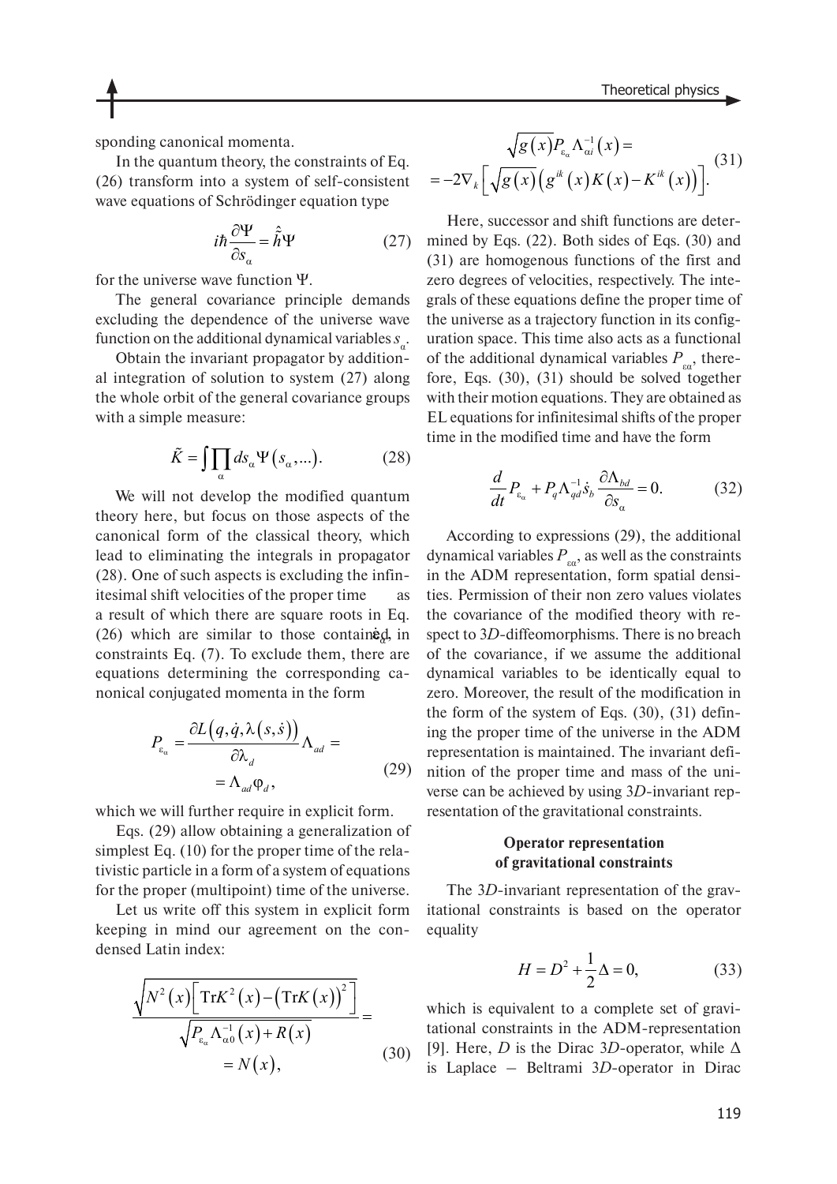sponding canonical momenta.

In the quantum theory, the constraints of Eq. (26) transform into a system of self-consistent wave equations of Schrödinger equation type

$$i\hbar \frac{\partial \Psi}{\partial s_\alpha} = \hat{\hat{h}}\Psi \tag{27}$$

for the universe wave function $\Psi$.

The general covariance principle demands excluding the dependence of the universe wave function on the additional dynamical variables $s_\alpha$.

Obtain the invariant propagator by additional integration of solution to system (27) along the whole orbit of the general covariance groups with a simple measure:

$$\tilde{K} = \int \prod_\alpha ds_\alpha \Psi(s_\alpha, ...). \tag{28}$$

We will not develop the modified quantum theory here, but focus on those aspects of the canonical form of the classical theory, which lead to eliminating the integrals in propagator (28). One of such aspects is excluding the infinitesimal shift velocities of the proper time $\dot{s}_\alpha$ as a result of which there are square roots in Eq. (26) which are similar to those contained in constraints Eq. (7). To exclude them, there are equations determining the corresponding canonical conjugated momenta in the form

$$P_{\varepsilon_\alpha} = \frac{\partial L(q, \dot{q}, \lambda(s, \dot{s}))}{\partial \lambda_d} \Lambda_{ad} = \Lambda_{ad} \varphi_d, \tag{29}$$

which we will further require in explicit form.

Eqs. (29) allow obtaining a generalization of simplest Eq. (10) for the proper time of the relativistic particle in a form of a system of equations for the proper (multipoint) time of the universe.

Let us write off this system in explicit form keeping in mind our agreement on the condensed Latin index:

$$\frac{\sqrt{N^2(x)\left[\mathrm{Tr}K^2(x) - \left(\mathrm{Tr}K(x)\right)^2\right]}}{\sqrt{P_{\varepsilon_\alpha} \Lambda_{\alpha 0}^{-1}(x) + R(x)}} = N(x), \tag{30}$$

$$\sqrt{g(x)} P_{\varepsilon_\alpha} \Lambda_{\alpha i}^{-1}(x) = -2\nabla_k \left[\sqrt{g(x)}\left(g^{ik}(x) K(x) - K^{ik}(x)\right)\right]. \tag{31}$$

Here, successor and shift functions are determined by Eqs. (22). Both sides of Eqs. (30) and (31) are homogenous functions of the first and zero degrees of velocities, respectively. The integrals of these equations define the proper time of the universe as a trajectory function in its configuration space. This time also acts as a functional of the additional dynamical variables $P_{\varepsilon\alpha}$, therefore, Eqs. (30), (31) should be solved together with their motion equations. They are obtained as EL equations for infinitesimal shifts of the proper time in the modified time and have the form

$$\frac{d}{dt} P_{\varepsilon_\alpha} + P_q \Lambda_{qd}^{-1} \dot{s}_b \frac{\partial \Lambda_{bd}}{\partial s_\alpha} = 0. \tag{32}$$

According to expressions (29), the additional dynamical variables $P_{\varepsilon\alpha}$, as well as the constraints in the ADM representation, form spatial densities. Permission of their non zero values violates the covariance of the modified theory with respect to 3$D$-diffeomorphisms. There is no breach of the covariance, if we assume the additional dynamical variables to be identically equal to zero. Moreover, the result of the modification in the form of the system of Eqs. (30), (31) defining the proper time of the universe in the ADM representation is maintained. The invariant definition of the proper time and mass of the universe can be achieved by using 3$D$-invariant representation of the gravitational constraints.

## Operator representation of gravitational constraints

The 3$D$-invariant representation of the gravitational constraints is based on the operator equality

$$H = D^2 + \frac{1}{2}\Delta = 0, \tag{33}$$

which is equivalent to a complete set of gravitational constraints in the ADM-representation [9]. Here, $D$ is the Dirac 3$D$-operator, while $\Delta$ is Laplace – Beltrami 3$D$-operator in Dirac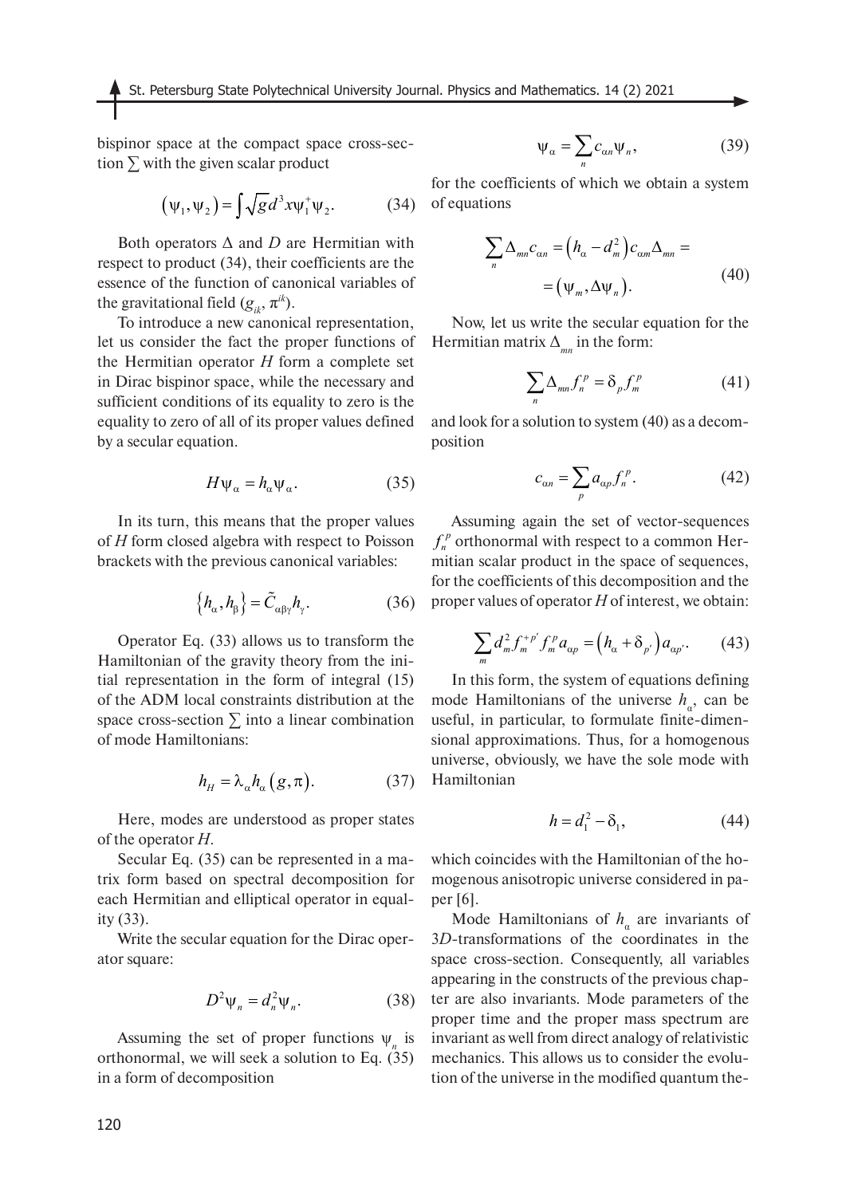bispinor space at the compact space cross-section $\sum$ with the given scalar product

$$\left(\psi_1, \psi_2\right) = \int \sqrt{g} d^3 x \psi_1^+ \psi_2. \qquad (34)$$

Both operators $\Delta$ and $D$ are Hermitian with respect to product (34), their coefficients are the essence of the function of canonical variables of the gravitational field ($g_{ik}$, $\pi^{ik}$).

To introduce a new canonical representation, let us consider the fact the proper functions of the Hermitian operator $H$ form a complete set in Dirac bispinor space, while the necessary and sufficient conditions of its equality to zero is the equality to zero of all of its proper values defined by a secular equation.

$$H \psi_\alpha = h_\alpha \psi_\alpha. \qquad (35)$$

In its turn, this means that the proper values of $H$ form closed algebra with respect to Poisson brackets with the previous canonical variables:

$$\left\{h_\alpha, h_\beta\right\} = \tilde{C}_{\alpha\beta\gamma} h_\gamma. \qquad (36)$$

Operator Eq. (33) allows us to transform the Hamiltonian of the gravity theory from the initial representation in the form of integral (15) of the ADM local constraints distribution at the space cross-section $\sum$ into a linear combination of mode Hamiltonians:

$$h_H = \lambda_\alpha h_\alpha \left(g, \pi\right). \qquad (37)$$

Here, modes are understood as proper states of the operator $H$.

Secular Eq. (35) can be represented in a matrix form based on spectral decomposition for each Hermitian and elliptical operator in equality (33).

Write the secular equation for the Dirac operator square:

$$D^2 \psi_n = d_n^2 \psi_n. \qquad (38)$$

Assuming the set of proper functions $\psi_n$ is orthonormal, we will seek a solution to Eq. (35) in a form of decomposition

$$\psi_\alpha = \sum_n c_{\alpha n} \psi_n, \qquad (39)$$

for the coefficients of which we obtain a system of equations

$$\sum_n \Delta_{mn} c_{\alpha n} = \left(h_\alpha - d_m^2\right) c_{\alpha m} \Delta_{mn} = \\ = \left(\psi_m, \Delta \psi_n\right). \qquad (40)$$

Now, let us write the secular equation for the Hermitian matrix $\Delta_{mn}$ in the form:

$$\sum_n \Delta_{mn} f_n^p = \delta_p f_m^p \qquad (41)$$

and look for a solution to system (40) as a decomposition

$$c_{\alpha n} = \sum_p a_{\alpha p} f_n^p. \qquad (42)$$

Assuming again the set of vector-sequences $f_n^p$ orthonormal with respect to a common Hermitian scalar product in the space of sequences, for the coefficients of this decomposition and the proper values of operator $H$ of interest, we obtain:

$$\sum_m d_m^2 f_m^{+p'} f_m^p a_{\alpha p} = \left(h_\alpha + \delta_{p'}\right) a_{\alpha p'}. \qquad (43)$$

In this form, the system of equations defining mode Hamiltonians of the universe $h_\alpha$, can be useful, in particular, to formulate finite-dimensional approximations. Thus, for a homogenous universe, obviously, we have the sole mode with Hamiltonian

$$h = d_1^2 - \delta_1, \qquad (44)$$

which coincides with the Hamiltonian of the homogenous anisotropic universe considered in paper [6].

Mode Hamiltonians of $h_\alpha$ are invariants of 3*D*-transformations of the coordinates in the space cross-section. Consequently, all variables appearing in the constructs of the previous chapter are also invariants. Mode parameters of the proper time and the proper mass spectrum are invariant as well from direct analogy of relativistic mechanics. This allows us to consider the evolution of the universe in the modified quantum the-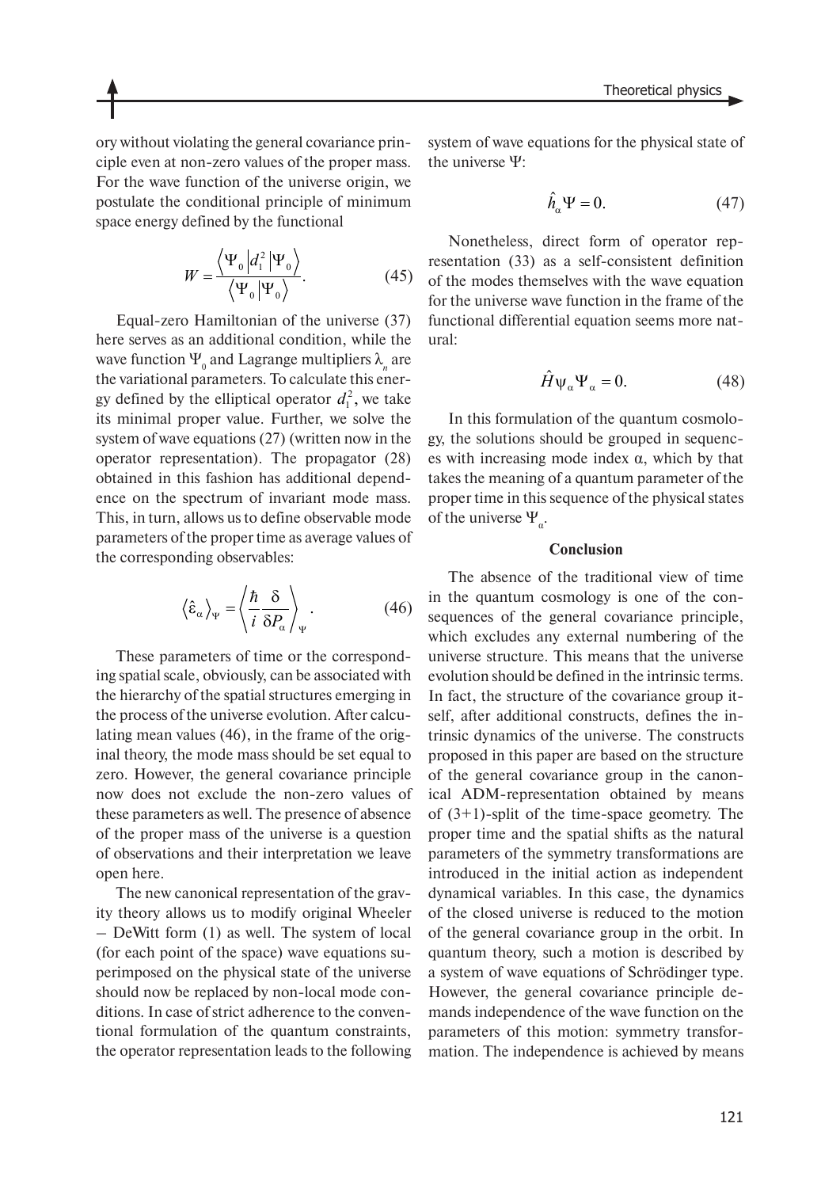ory without violating the general covariance principle even at non-zero values of the proper mass. For the wave function of the universe origin, we postulate the conditional principle of minimum space energy defined by the functional

$$W = \frac{\left\langle \Psi_0 \left| d_1^2 \right| \Psi_0 \right\rangle}{\left\langle \Psi_0 | \Psi_0 \right\rangle}. \tag{45}$$

Equal-zero Hamiltonian of the universe (37) here serves as an additional condition, while the wave function $\Psi_0$ and Lagrange multipliers $\lambda_n$ are the variational parameters. To calculate this energy defined by the elliptical operator $d_1^2$, we take its minimal proper value. Further, we solve the system of wave equations (27) (written now in the operator representation). The propagator (28) obtained in this fashion has additional dependence on the spectrum of invariant mode mass. This, in turn, allows us to define observable mode parameters of the proper time as average values of the corresponding observables:

$$\left\langle \hat{\varepsilon}_\alpha \right\rangle_\Psi = \left\langle \frac{\hbar}{i} \frac{\delta}{\delta P_\alpha} \right\rangle_\Psi . \tag{46}$$

These parameters of time or the corresponding spatial scale, obviously, can be associated with the hierarchy of the spatial structures emerging in the process of the universe evolution. After calculating mean values (46), in the frame of the original theory, the mode mass should be set equal to zero. However, the general covariance principle now does not exclude the non-zero values of these parameters as well. The presence of absence of the proper mass of the universe is a question of observations and their interpretation we leave open here.

The new canonical representation of the gravity theory allows us to modify original Wheeler – DeWitt form (1) as well. The system of local (for each point of the space) wave equations superimposed on the physical state of the universe should now be replaced by non-local mode conditions. In case of strict adherence to the conventional formulation of the quantum constraints, the operator representation leads to the following system of wave equations for the physical state of the universe $\Psi$:

$$\hat{h}_\alpha \Psi = 0. \tag{47}$$

Nonetheless, direct form of operator representation (33) as a self-consistent definition of the modes themselves with the wave equation for the universe wave function in the frame of the functional differential equation seems more natural:

$$\hat{H} \psi_\alpha \Psi_\alpha = 0. \tag{48}$$

In this formulation of the quantum cosmology, the solutions should be grouped in sequences with increasing mode index $\alpha$, which by that takes the meaning of a quantum parameter of the proper time in this sequence of the physical states of the universe $\Psi_\alpha$.

## Conclusion

The absence of the traditional view of time in the quantum cosmology is one of the consequences of the general covariance principle, which excludes any external numbering of the universe structure. This means that the universe evolution should be defined in the intrinsic terms. In fact, the structure of the covariance group itself, after additional constructs, defines the intrinsic dynamics of the universe. The constructs proposed in this paper are based on the structure of the general covariance group in the canonical ADM-representation obtained by means of (3+1)-split of the time-space geometry. The proper time and the spatial shifts as the natural parameters of the symmetry transformations are introduced in the initial action as independent dynamical variables. In this case, the dynamics of the closed universe is reduced to the motion of the general covariance group in the orbit. In quantum theory, such a motion is described by a system of wave equations of Schrödinger type. However, the general covariance principle demands independence of the wave function on the parameters of this motion: symmetry transformation. The independence is achieved by means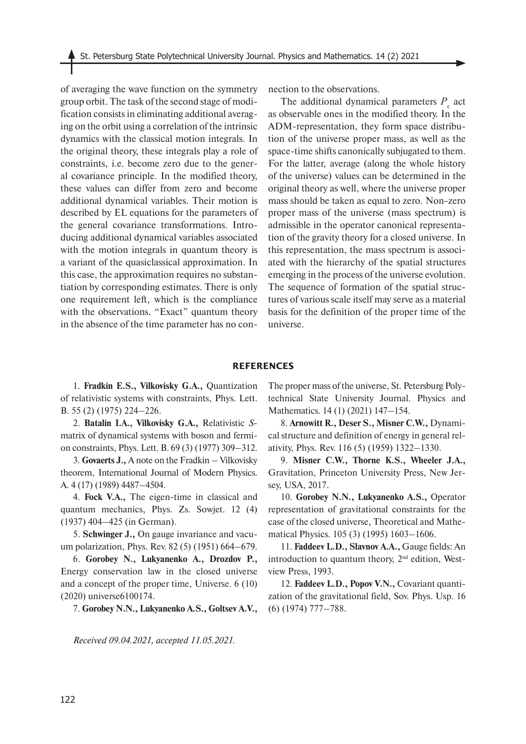of averaging the wave function on the symmetry group orbit. The task of the second stage of modification consists in eliminating additional averaging on the orbit using a correlation of the intrinsic dynamics with the classical motion integrals. In the original theory, these integrals play a role of constraints, i.e. become zero due to the general covariance principle. In the modified theory, these values can differ from zero and become additional dynamical variables. Their motion is described by EL equations for the parameters of the general covariance transformations. Introducing additional dynamical variables associated with the motion integrals in quantum theory is a variant of the quasiclassical approximation. In this case, the approximation requires no substantiation by corresponding estimates. There is only one requirement left, which is the compliance with the observations. "Exact" quantum theory in the absence of the time parameter has no connection to the observations.

The additional dynamical parameters $P_\varepsilon$ act as observable ones in the modified theory. In the ADM-representation, they form space distribution of the universe proper mass, as well as the space-time shifts canonically subjugated to them. For the latter, average (along the whole history of the universe) values can be determined in the original theory as well, where the universe proper mass should be taken as equal to zero. Non-zero proper mass of the universe (mass spectrum) is admissible in the operator canonical representation of the gravity theory for a closed universe. In this representation, the mass spectrum is associated with the hierarchy of the spatial structures emerging in the process of the universe evolution. The sequence of formation of the spatial structures of various scale itself may serve as a material basis for the definition of the proper time of the universe.

## REFERENCES

1. **Fradkin E.S., Vilkovisky G.A.,** Quantization of relativistic systems with constraints, Phys. Lett. B. 55 (2) (1975) 224–226.

2. **Batalin I.A., Vilkovisky G.A.,** Relativistic *S*-matrix of dynamical systems with boson and fermion constraints, Phys. Lett. B. 69 (3) (1977) 309–312.

3. **Govaerts J.,** A note on the Fradkin – Vilkovisky theorem, International Journal of Modern Physics. A. 4 (17) (1989) 4487–4504.

4. **Fock V.A.,** The eigen-time in classical and quantum mechanics, Phys. Zs. Sowjet. 12 (4) (1937) 404–425 (in German).

5. **Schwinger J.,** On gauge invariance and vacuum polarization, Phys. Rev. 82 (5) (1951) 664–679.

6. **Gorobey N., Lukyanenko A., Drozdov P.,** Energy conservation law in the closed universe and a concept of the proper time, Universe. 6 (10) (2020) universe6100174.

7. **Gorobey N.N., Lukyanenko A.S., Goltsev A.V.,** The proper mass of the universe, St. Petersburg Polytechnical State University Journal. Physics and Mathematics. 14 (1) (2021) 147–154.

8. **Arnowitt R., Deser S., Misner C.W.,** Dynamical structure and definition of energy in general relativity, Phys. Rev. 116 (5) (1959) 1322–1330.

9. **Misner C.W., Thorne K.S., Wheeler J.A.,** Gravitation, Princeton University Press, New Jersey, USA, 2017.

10. **Gorobey N.N., Lukyanenko A.S.,** Operator representation of gravitational constraints for the case of the closed universe, Theoretical and Mathematical Physics. 105 (3) (1995) 1603–1606.

11. **Faddeev L.D., Slavnov A.A.,** Gauge fields: An introduction to quantum theory, 2nd edition, Westview Press, 1993.

12. **Faddeev L.D., Popov V.N.,** Covariant quantization of the gravitational field, Sov. Phys. Usp. 16 (6) (1974) 777–788.

*Received 09.04.2021, accepted 11.05.2021.*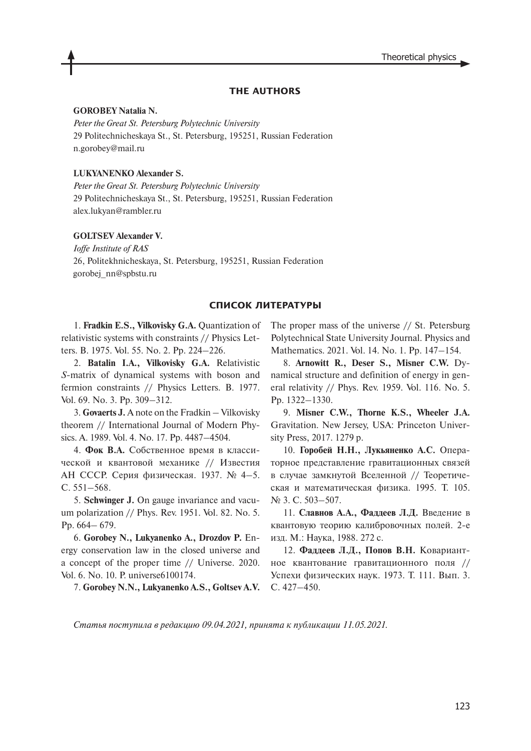## THE AUTHORS

**GOROBEY Natalia N.**
*Peter the Great St. Petersburg Polytechnic University*
29 Politechnicheskaya St., St. Petersburg, 195251, Russian Federation
n.gorobey@mail.ru

**LUKYANENKO Alexander S.**
*Peter the Great St. Petersburg Polytechnic University*
29 Politechnicheskaya St., St. Petersburg, 195251, Russian Federation
alex.lukyan@rambler.ru

**GOLTSEV Alexander V.**
*Ioffe Institute of RAS*
26, Politekhnicheskaya, St. Petersburg, 195251, Russian Federation
gorobej_nn@spbstu.ru

## СПИСОК ЛИТЕРАТУРЫ

1. **Fradkin E.S., Vilkovisky G.A.** Quantization of relativistic systems with constraints // Physics Letters. B. 1975. Vol. 55. No. 2. Pp. 224–226.

2. **Batalin I.A., Vilkovisky G.A.** Relativistic *S*-matrix of dynamical systems with boson and fermion constraints // Physics Letters. B. 1977. Vol. 69. No. 3. Pp. 309–312.

3. **Govaerts J.** A note on the Fradkin – Vilkovisky theorem // International Journal of Modern Physics. A. 1989. Vol. 4. No. 17. Pp. 4487–4504.

4. **Фок В.А.** Собственное время в классической и квантовой механике // Известия АН СССР. Серия физическая. 1937. № 4–5. С. 551–568.

5. **Schwinger J.** On gauge invariance and vacuum polarization // Phys. Rev. 1951. Vol. 82. No. 5. Pp. 664– 679.

6. **Gorobey N., Lukyanenko A., Drozdov P.** Energy conservation law in the closed universe and a concept of the proper time // Universe. 2020. Vol. 6. No. 10. P. universe6100174.

7. **Gorobey N.N., Lukyanenko A.S., Goltsev A.V.** The proper mass of the universe // St. Petersburg Polytechnical State University Journal. Physics and Mathematics. 2021. Vol. 14. No. 1. Pp. 147–154.

8. **Arnowitt R., Deser S., Misner C.W.** Dynamical structure and definition of energy in general relativity // Phys. Rev. 1959. Vol. 116. No. 5. Pp. 1322–1330.

9. **Misner C.W., Thorne K.S., Wheeler J.A.** Gravitation. New Jersey, USA: Princeton University Press, 2017. 1279 p.

10. **Горобей Н.Н., Лукьяненко А.С.** Операторное представление гравитационных связей в случае замкнутой Вселенной // Теоретическая и математическая физика. 1995. Т. 105. № 3. С. 503–507.

11. **Славнов А.А., Фаддеев Л.Д.** Введение в квантовую теорию калибровочных полей. 2-е изд. М.: Наука, 1988. 272 с.

12. **Фаддеев Л.Д., Попов В.Н.** Ковариантное квантование гравитационного поля // Успехи физических наук. 1973. Т. 111. Вып. 3. С. 427–450.

*Статья поступила в редакцию 09.04.2021, принята к публикации 11.05.2021.*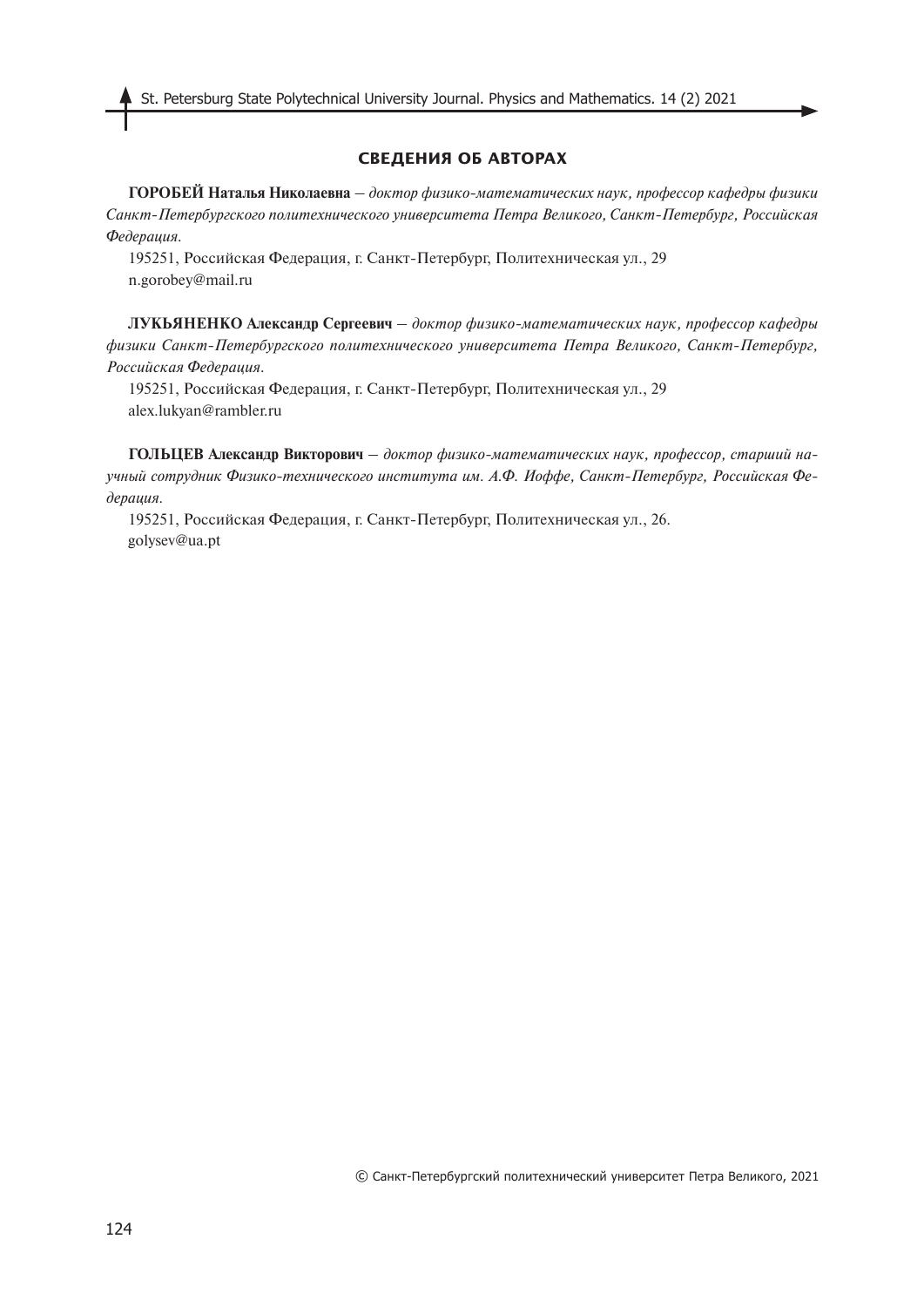## СВЕДЕНИЯ ОБ АВТОРАХ

**ГОРОБЕЙ Наталья Николаевна** – *доктор физико-математических наук, профессор кафедры физики Санкт-Петербургского политехнического университета Петра Великого, Санкт-Петербург, Российская Федерация.*

195251, Российская Федерация, г. Санкт-Петербург, Политехническая ул., 29
n.gorobey@mail.ru

**ЛУКЬЯНЕНКО Александр Сергеевич** – *доктор физико-математических наук, профессор кафедры физики Санкт-Петербургского политехнического университета Петра Великого, Санкт-Петербург, Российская Федерация.*

195251, Российская Федерация, г. Санкт-Петербург, Политехническая ул., 29
alex.lukyan@rambler.ru

**ГОЛЬЦЕВ Александр Викторович** – *доктор физико-математических наук, профессор, старший научный сотрудник Физико-технического института им. А.Ф. Иоффе, Санкт-Петербург, Российская Федерация.*

195251, Российская Федерация, г. Санкт-Петербург, Политехническая ул., 26.
golysev@ua.pt

© Санкт-Петербургский политехнический университет Петра Великого, 2021